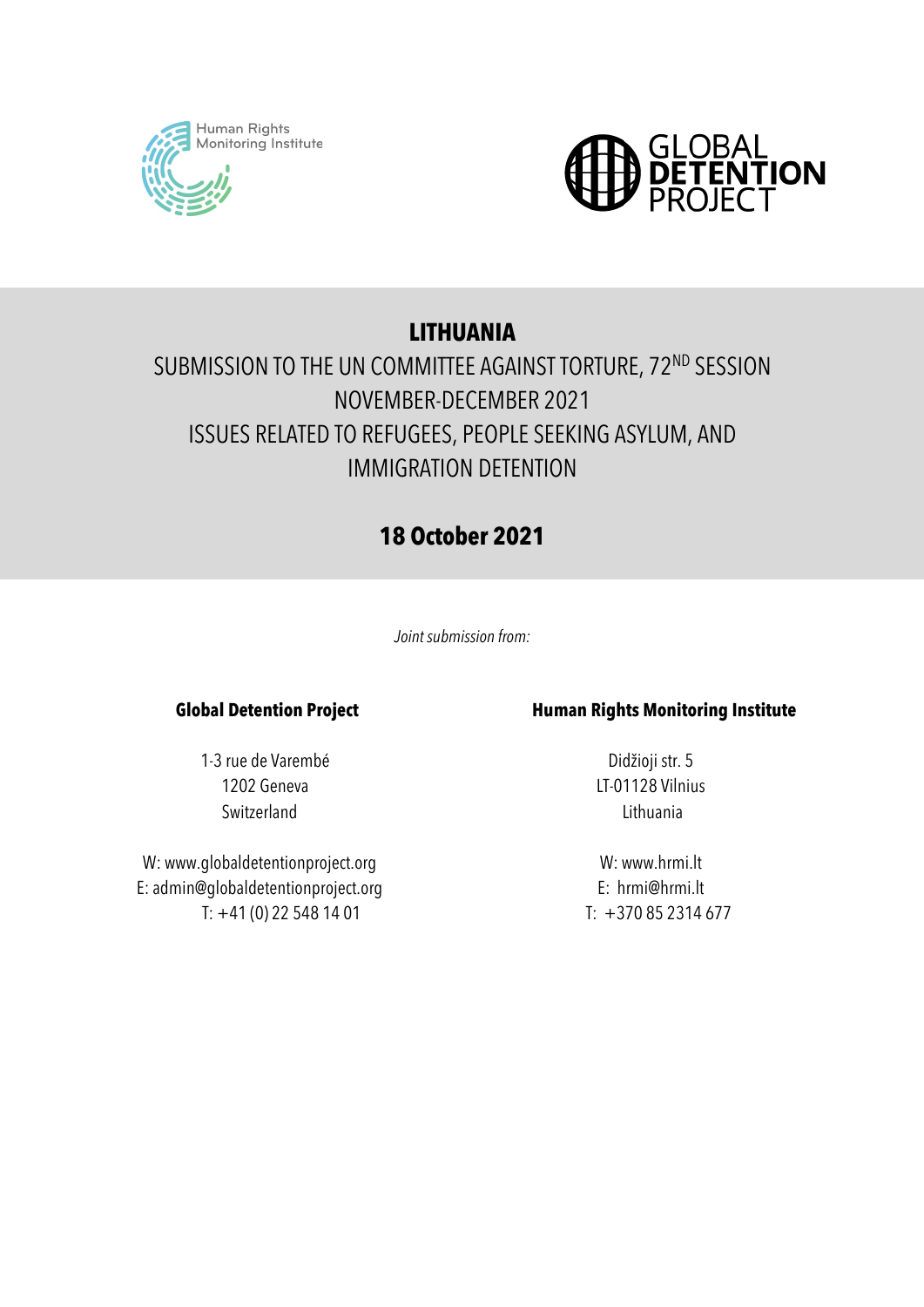Human Rights Monitoring Institute

GLOBAL **DETENTION** PROJECT

# LITHUANIA

## SUBMISSION TO THE UN COMMITTEE AGAINST TORTURE, 72ND SESSION NOVEMBER-DECEMBER 2021 ISSUES RELATED TO REFUGEES, PEOPLE SEEKING ASYLUM, AND IMMIGRATION DETENTION

## 18 October 2021

*Joint submission from:*

**Global Detention Project**

1-3 rue de Varembé
1202 Geneva
Switzerland

W: www.globaldetentionproject.org
E: admin@globaldetentionproject.org
T: +41 (0) 22 548 14 01

**Human Rights Monitoring Institute**

Didžioji str. 5
LT-01128 Vilnius
Lithuania

W: www.hrmi.lt
E: hrmi@hrmi.lt
T: +370 85 2314 677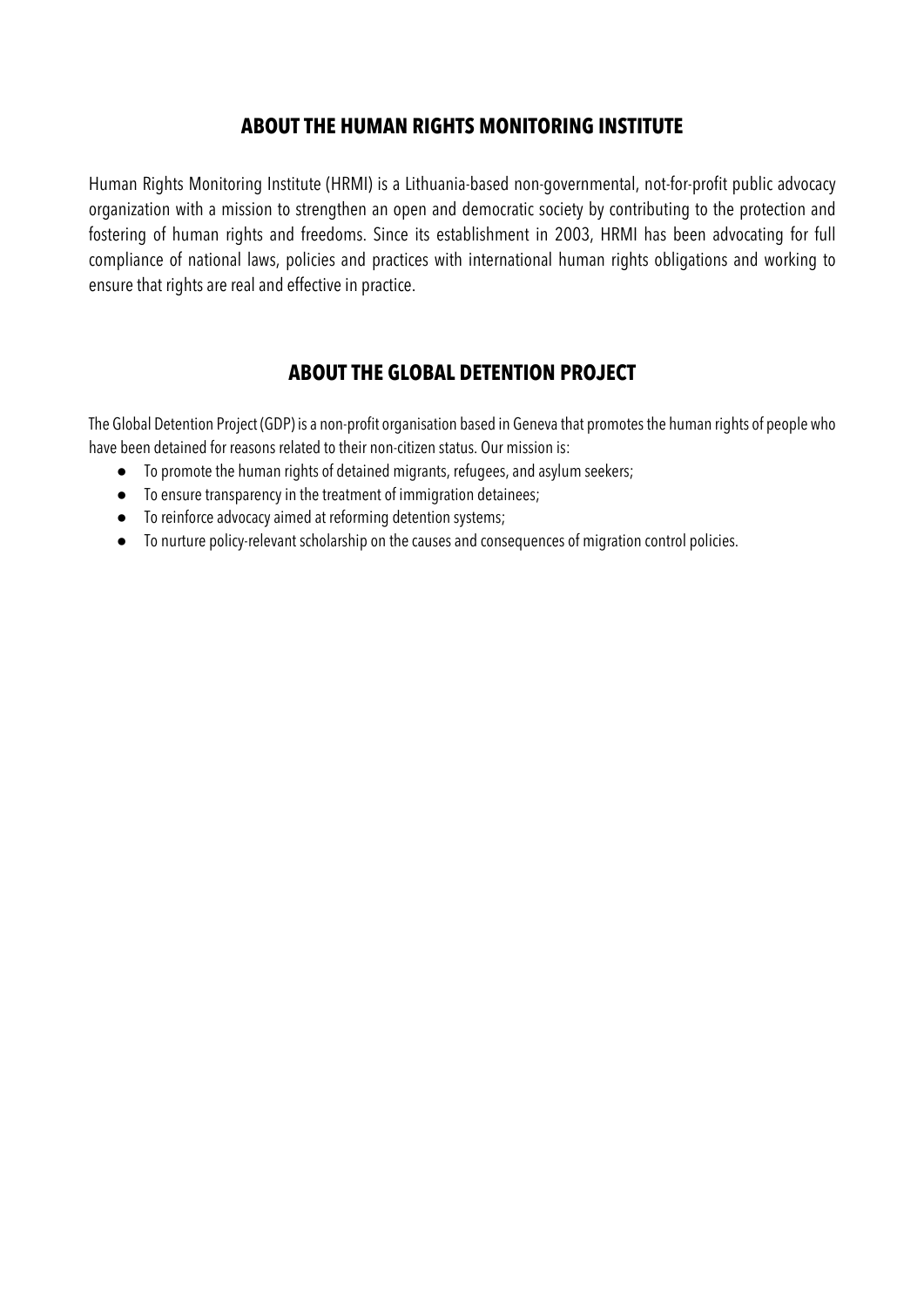## ABOUT THE HUMAN RIGHTS MONITORING INSTITUTE

Human Rights Monitoring Institute (HRMI) is a Lithuania-based non-governmental, not-for-profit public advocacy organization with a mission to strengthen an open and democratic society by contributing to the protection and fostering of human rights and freedoms. Since its establishment in 2003, HRMI has been advocating for full compliance of national laws, policies and practices with international human rights obligations and working to ensure that rights are real and effective in practice.

## ABOUT THE GLOBAL DETENTION PROJECT

The Global Detention Project (GDP) is a non-profit organisation based in Geneva that promotes the human rights of people who have been detained for reasons related to their non-citizen status. Our mission is:

- To promote the human rights of detained migrants, refugees, and asylum seekers;
- To ensure transparency in the treatment of immigration detainees;
- To reinforce advocacy aimed at reforming detention systems;
- To nurture policy-relevant scholarship on the causes and consequences of migration control policies.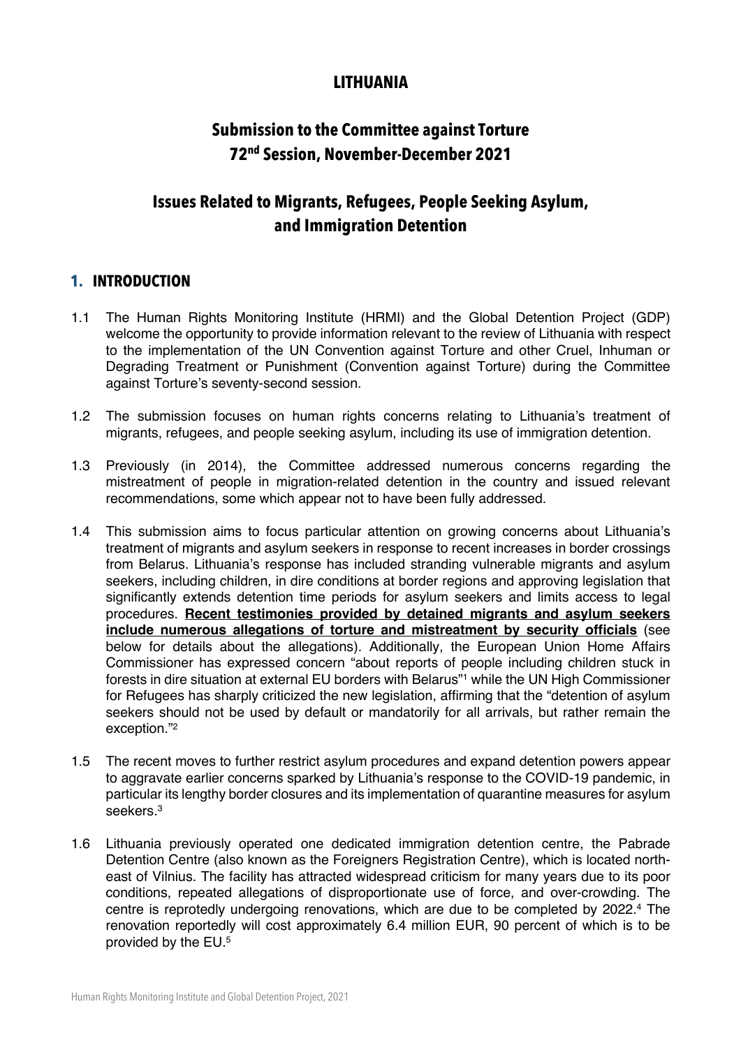# LITHUANIA

## Submission to the Committee against Torture
## 72nd Session, November-December 2021

## Issues Related to Migrants, Refugees, People Seeking Asylum, and Immigration Detention

### 1. INTRODUCTION

1.1 The Human Rights Monitoring Institute (HRMI) and the Global Detention Project (GDP) welcome the opportunity to provide information relevant to the review of Lithuania with respect to the implementation of the UN Convention against Torture and other Cruel, Inhuman or Degrading Treatment or Punishment (Convention against Torture) during the Committee against Torture's seventy-second session.

1.2 The submission focuses on human rights concerns relating to Lithuania's treatment of migrants, refugees, and people seeking asylum, including its use of immigration detention.

1.3 Previously (in 2014), the Committee addressed numerous concerns regarding the mistreatment of people in migration-related detention in the country and issued relevant recommendations, some which appear not to have been fully addressed.

1.4 This submission aims to focus particular attention on growing concerns about Lithuania's treatment of migrants and asylum seekers in response to recent increases in border crossings from Belarus. Lithuania's response has included stranding vulnerable migrants and asylum seekers, including children, in dire conditions at border regions and approving legislation that significantly extends detention time periods for asylum seekers and limits access to legal procedures. **Recent testimonies provided by detained migrants and asylum seekers include numerous allegations of torture and mistreatment by security officials** (see below for details about the allegations). Additionally, the European Union Home Affairs Commissioner has expressed concern "about reports of people including children stuck in forests in dire situation at external EU borders with Belarus"[1] while the UN High Commissioner for Refugees has sharply criticized the new legislation, affirming that the "detention of asylum seekers should not be used by default or mandatorily for all arrivals, but rather remain the exception."[2]

1.5 The recent moves to further restrict asylum procedures and expand detention powers appear to aggravate earlier concerns sparked by Lithuania's response to the COVID-19 pandemic, in particular its lengthy border closures and its implementation of quarantine measures for asylum seekers.[3]

1.6 Lithuania previously operated one dedicated immigration detention centre, the Pabrade Detention Centre (also known as the Foreigners Registration Centre), which is located north-east of Vilnius. The facility has attracted widespread criticism for many years due to its poor conditions, repeated allegations of disproportionate use of force, and over-crowding. The centre is reprotedly undergoing renovations, which are due to be completed by 2022.[4] The renovation reportedly will cost approximately 6.4 million EUR, 90 percent of which is to be provided by the EU.[5]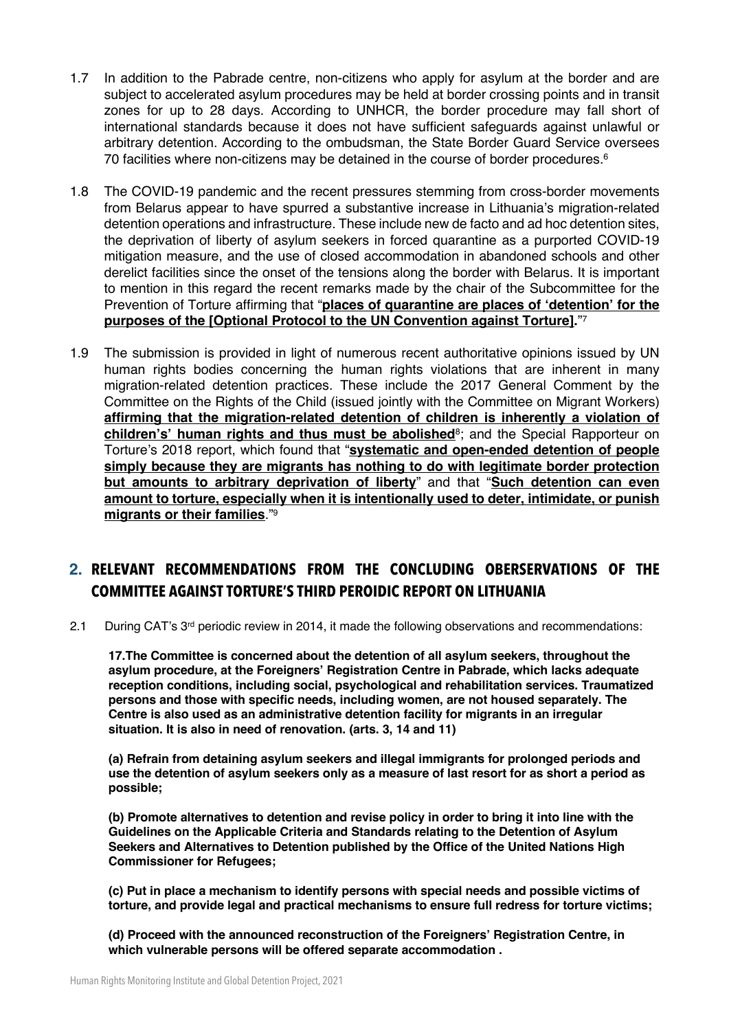1.7 In addition to the Pabrade centre, non-citizens who apply for asylum at the border and are subject to accelerated asylum procedures may be held at border crossing points and in transit zones for up to 28 days. According to UNHCR, the border procedure may fall short of international standards because it does not have sufficient safeguards against unlawful or arbitrary detention. According to the ombudsman, the State Border Guard Service oversees 70 facilities where non-citizens may be detained in the course of border procedures.[6]

1.8 The COVID-19 pandemic and the recent pressures stemming from cross-border movements from Belarus appear to have spurred a substantive increase in Lithuania's migration-related detention operations and infrastructure. These include new de facto and ad hoc detention sites, the deprivation of liberty of asylum seekers in forced quarantine as a purported COVID-19 mitigation measure, and the use of closed accommodation in abandoned schools and other derelict facilities since the onset of the tensions along the border with Belarus. It is important to mention in this regard the recent remarks made by the chair of the Subcommittee for the Prevention of Torture affirming that "**places of quarantine are places of 'detention' for the purposes of the [Optional Protocol to the UN Convention against Torture].**"[7]

1.9 The submission is provided in light of numerous recent authoritative opinions issued by UN human rights bodies concerning the human rights violations that are inherent in many migration-related detention practices. These include the 2017 General Comment by the Committee on the Rights of the Child (issued jointly with the Committee on Migrant Workers) **affirming that the migration-related detention of children is inherently a violation of children's' human rights and thus must be abolished**[8]; and the Special Rapporteur on Torture's 2018 report, which found that "**systematic and open-ended detention of people simply because they are migrants has nothing to do with legitimate border protection but amounts to arbitrary deprivation of liberty**" and that "**Such detention can even amount to torture, especially when it is intentionally used to deter, intimidate, or punish migrants or their families**."[9]

## 2. RELEVANT RECOMMENDATIONS FROM THE CONCLUDING OBERSERVATIONS OF THE COMMITTEE AGAINST TORTURE'S THIRD PEROIDIC REPORT ON LITHUANIA

2.1 During CAT's 3rd periodic review in 2014, it made the following observations and recommendations:

**17.The Committee is concerned about the detention of all asylum seekers, throughout the asylum procedure, at the Foreigners' Registration Centre in Pabrade, which lacks adequate reception conditions, including social, psychological and rehabilitation services. Traumatized persons and those with specific needs, including women, are not housed separately. The Centre is also used as an administrative detention facility for migrants in an irregular situation. It is also in need of renovation. (arts. 3, 14 and 11)**

**(a) Refrain from detaining asylum seekers and illegal immigrants for prolonged periods and use the detention of asylum seekers only as a measure of last resort for as short a period as possible;**

**(b) Promote alternatives to detention and revise policy in order to bring it into line with the Guidelines on the Applicable Criteria and Standards relating to the Detention of Asylum Seekers and Alternatives to Detention published by the Office of the United Nations High Commissioner for Refugees;**

**(c) Put in place a mechanism to identify persons with special needs and possible victims of torture, and provide legal and practical mechanisms to ensure full redress for torture victims;**

**(d) Proceed with the announced reconstruction of the Foreigners' Registration Centre, in which vulnerable persons will be offered separate accommodation .**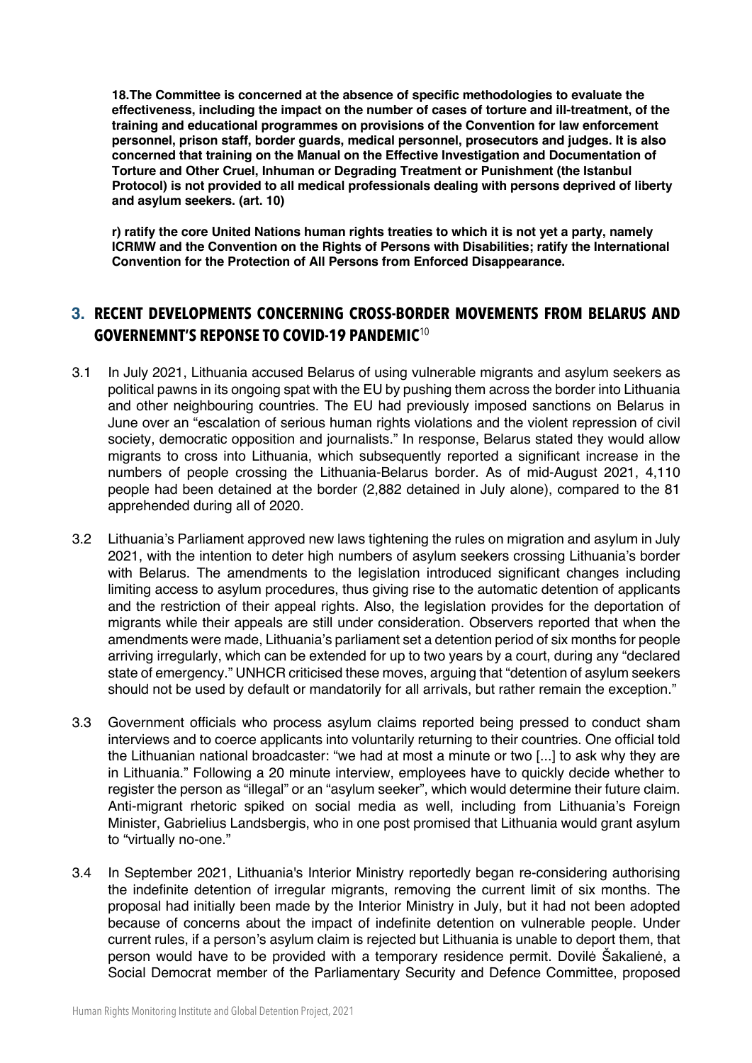**18. The Committee is concerned at the absence of specific methodologies to evaluate the effectiveness, including the impact on the number of cases of torture and ill-treatment, of the training and educational programmes on provisions of the Convention for law enforcement personnel, prison staff, border guards, medical personnel, prosecutors and judges. It is also concerned that training on the Manual on the Effective Investigation and Documentation of Torture and Other Cruel, Inhuman or Degrading Treatment or Punishment (the Istanbul Protocol) is not provided to all medical professionals dealing with persons deprived of liberty and asylum seekers. (art. 10)**

**r) ratify the core United Nations human rights treaties to which it is not yet a party, namely ICRMW and the Convention on the Rights of Persons with Disabilities; ratify the International Convention for the Protection of All Persons from Enforced Disappearance.**

## 3. RECENT DEVELOPMENTS CONCERNING CROSS-BORDER MOVEMENTS FROM BELARUS AND GOVERNEMNT'S REPONSE TO COVID-19 PANDEMIC[10]

3.1 In July 2021, Lithuania accused Belarus of using vulnerable migrants and asylum seekers as political pawns in its ongoing spat with the EU by pushing them across the border into Lithuania and other neighbouring countries. The EU had previously imposed sanctions on Belarus in June over an "escalation of serious human rights violations and the violent repression of civil society, democratic opposition and journalists." In response, Belarus stated they would allow migrants to cross into Lithuania, which subsequently reported a significant increase in the numbers of people crossing the Lithuania-Belarus border. As of mid-August 2021, 4,110 people had been detained at the border (2,882 detained in July alone), compared to the 81 apprehended during all of 2020.

3.2 Lithuania's Parliament approved new laws tightening the rules on migration and asylum in July 2021, with the intention to deter high numbers of asylum seekers crossing Lithuania's border with Belarus. The amendments to the legislation introduced significant changes including limiting access to asylum procedures, thus giving rise to the automatic detention of applicants and the restriction of their appeal rights. Also, the legislation provides for the deportation of migrants while their appeals are still under consideration. Observers reported that when the amendments were made, Lithuania's parliament set a detention period of six months for people arriving irregularly, which can be extended for up to two years by a court, during any "declared state of emergency." UNHCR criticised these moves, arguing that "detention of asylum seekers should not be used by default or mandatorily for all arrivals, but rather remain the exception."

3.3 Government officials who process asylum claims reported being pressed to conduct sham interviews and to coerce applicants into voluntarily returning to their countries. One official told the Lithuanian national broadcaster: "we had at most a minute or two [...] to ask why they are in Lithuania." Following a 20 minute interview, employees have to quickly decide whether to register the person as "illegal" or an "asylum seeker", which would determine their future claim. Anti-migrant rhetoric spiked on social media as well, including from Lithuania's Foreign Minister, Gabrielius Landsbergis, who in one post promised that Lithuania would grant asylum to "virtually no-one."

3.4 In September 2021, Lithuania's Interior Ministry reportedly began re-considering authorising the indefinite detention of irregular migrants, removing the current limit of six months. The proposal had initially been made by the Interior Ministry in July, but it had not been adopted because of concerns about the impact of indefinite detention on vulnerable people. Under current rules, if a person's asylum claim is rejected but Lithuania is unable to deport them, that person would have to be provided with a temporary residence permit. Dovilė Šakalienė, a Social Democrat member of the Parliamentary Security and Defence Committee, proposed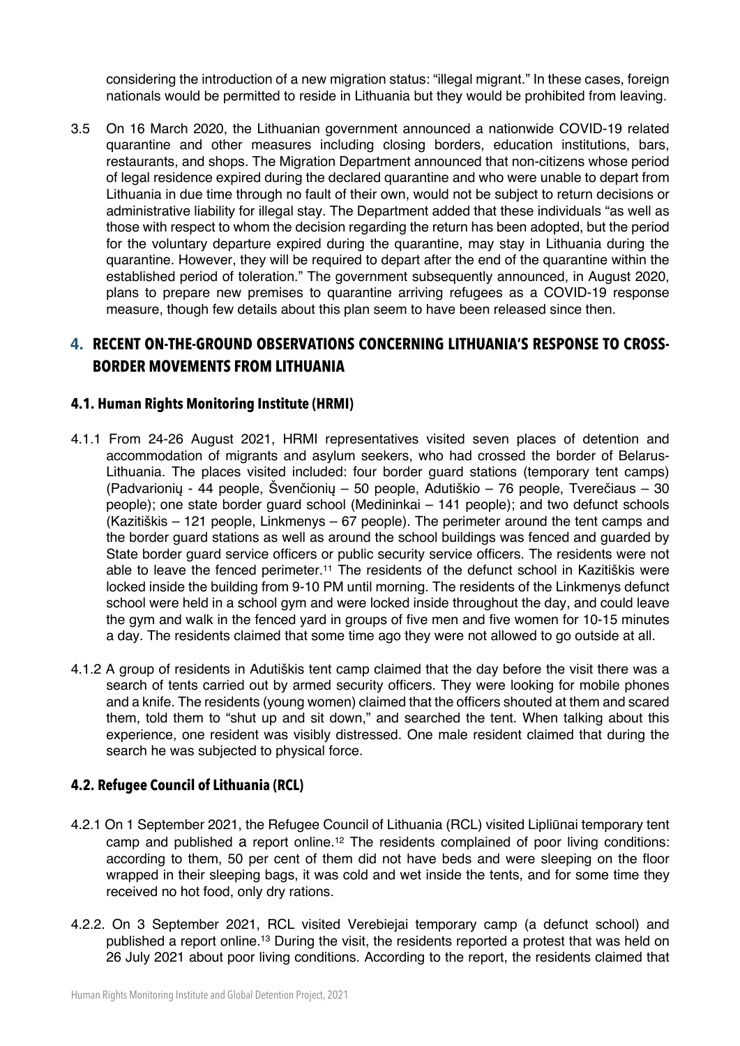considering the introduction of a new migration status: "illegal migrant." In these cases, foreign nationals would be permitted to reside in Lithuania but they would be prohibited from leaving.

3.5 On 16 March 2020, the Lithuanian government announced a nationwide COVID-19 related quarantine and other measures including closing borders, education institutions, bars, restaurants, and shops. The Migration Department announced that non-citizens whose period of legal residence expired during the declared quarantine and who were unable to depart from Lithuania in due time through no fault of their own, would not be subject to return decisions or administrative liability for illegal stay. The Department added that these individuals "as well as those with respect to whom the decision regarding the return has been adopted, but the period for the voluntary departure expired during the quarantine, may stay in Lithuania during the quarantine. However, they will be required to depart after the end of the quarantine within the established period of toleration." The government subsequently announced, in August 2020, plans to prepare new premises to quarantine arriving refugees as a COVID-19 response measure, though few details about this plan seem to have been released since then.

## 4. RECENT ON-THE-GROUND OBSERVATIONS CONCERNING LITHUANIA'S RESPONSE TO CROSS-BORDER MOVEMENTS FROM LITHUANIA

### 4.1. Human Rights Monitoring Institute (HRMI)

4.1.1 From 24-26 August 2021, HRMI representatives visited seven places of detention and accommodation of migrants and asylum seekers, who had crossed the border of Belarus-Lithuania. The places visited included: four border guard stations (temporary tent camps) (Padvarionių - 44 people, Švenčionių – 50 people, Adutiškio – 76 people, Tverečiaus – 30 people); one state border guard school (Medininkai – 141 people); and two defunct schools (Kazitiškis – 121 people, Linkmenys – 67 people). The perimeter around the tent camps and the border guard stations as well as around the school buildings was fenced and guarded by State border guard service officers or public security service officers. The residents were not able to leave the fenced perimeter.[11] The residents of the defunct school in Kazitiškis were locked inside the building from 9-10 PM until morning. The residents of the Linkmenys defunct school were held in a school gym and were locked inside throughout the day, and could leave the gym and walk in the fenced yard in groups of five men and five women for 10-15 minutes a day. The residents claimed that some time ago they were not allowed to go outside at all.

4.1.2 A group of residents in Adutiškis tent camp claimed that the day before the visit there was a search of tents carried out by armed security officers. They were looking for mobile phones and a knife. The residents (young women) claimed that the officers shouted at them and scared them, told them to "shut up and sit down," and searched the tent. When talking about this experience, one resident was visibly distressed. One male resident claimed that during the search he was subjected to physical force.

### 4.2. Refugee Council of Lithuania (RCL)

4.2.1 On 1 September 2021, the Refugee Council of Lithuania (RCL) visited Lipliūnai temporary tent camp and published a report online.[12] The residents complained of poor living conditions: according to them, 50 per cent of them did not have beds and were sleeping on the floor wrapped in their sleeping bags, it was cold and wet inside the tents, and for some time they received no hot food, only dry rations.

4.2.2. On 3 September 2021, RCL visited Verebiejai temporary camp (a defunct school) and published a report online.[13] During the visit, the residents reported a protest that was held on 26 July 2021 about poor living conditions. According to the report, the residents claimed that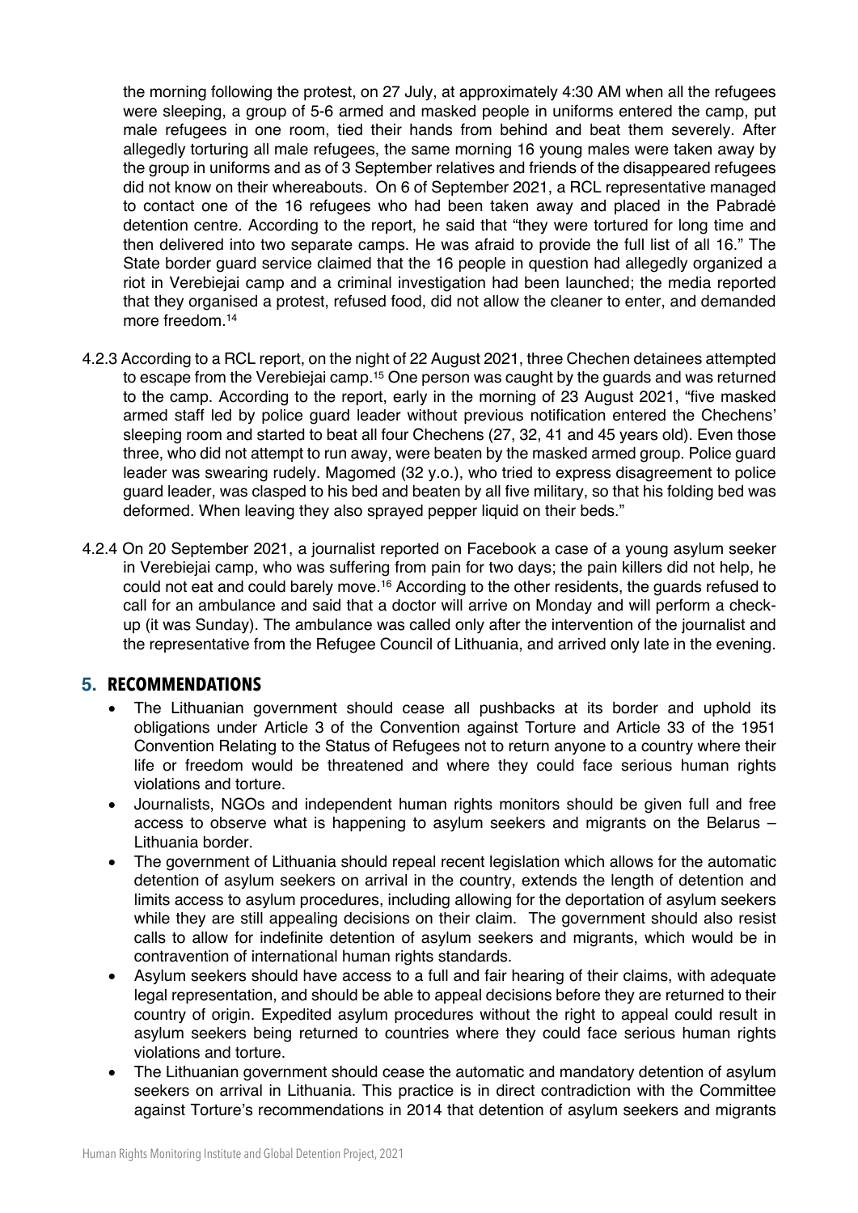the morning following the protest, on 27 July, at approximately 4:30 AM when all the refugees were sleeping, a group of 5-6 armed and masked people in uniforms entered the camp, put male refugees in one room, tied their hands from behind and beat them severely. After allegedly torturing all male refugees, the same morning 16 young males were taken away by the group in uniforms and as of 3 September relatives and friends of the disappeared refugees did not know on their whereabouts. On 6 of September 2021, a RCL representative managed to contact one of the 16 refugees who had been taken away and placed in the Pabradė detention centre. According to the report, he said that "they were tortured for long time and then delivered into two separate camps. He was afraid to provide the full list of all 16." The State border guard service claimed that the 16 people in question had allegedly organized a riot in Verebiejai camp and a criminal investigation had been launched; the media reported that they organised a protest, refused food, did not allow the cleaner to enter, and demanded more freedom.[14]

4.2.3 According to a RCL report, on the night of 22 August 2021, three Chechen detainees attempted to escape from the Verebiejai camp.[15] One person was caught by the guards and was returned to the camp. According to the report, early in the morning of 23 August 2021, "five masked armed staff led by police guard leader without previous notification entered the Chechens' sleeping room and started to beat all four Chechens (27, 32, 41 and 45 years old). Even those three, who did not attempt to run away, were beaten by the masked armed group. Police guard leader was swearing rudely. Magomed (32 y.o.), who tried to express disagreement to police guard leader, was clasped to his bed and beaten by all five military, so that his folding bed was deformed. When leaving they also sprayed pepper liquid on their beds."

4.2.4 On 20 September 2021, a journalist reported on Facebook a case of a young asylum seeker in Verebiejai camp, who was suffering from pain for two days; the pain killers did not help, he could not eat and could barely move.[16] According to the other residents, the guards refused to call for an ambulance and said that a doctor will arrive on Monday and will perform a check-up (it was Sunday). The ambulance was called only after the intervention of the journalist and the representative from the Refugee Council of Lithuania, and arrived only late in the evening.

## 5. RECOMMENDATIONS

- The Lithuanian government should cease all pushbacks at its border and uphold its obligations under Article 3 of the Convention against Torture and Article 33 of the 1951 Convention Relating to the Status of Refugees not to return anyone to a country where their life or freedom would be threatened and where they could face serious human rights violations and torture.
- Journalists, NGOs and independent human rights monitors should be given full and free access to observe what is happening to asylum seekers and migrants on the Belarus – Lithuania border.
- The government of Lithuania should repeal recent legislation which allows for the automatic detention of asylum seekers on arrival in the country, extends the length of detention and limits access to asylum procedures, including allowing for the deportation of asylum seekers while they are still appealing decisions on their claim. The government should also resist calls to allow for indefinite detention of asylum seekers and migrants, which would be in contravention of international human rights standards.
- Asylum seekers should have access to a full and fair hearing of their claims, with adequate legal representation, and should be able to appeal decisions before they are returned to their country of origin. Expedited asylum procedures without the right to appeal could result in asylum seekers being returned to countries where they could face serious human rights violations and torture.
- The Lithuanian government should cease the automatic and mandatory detention of asylum seekers on arrival in Lithuania. This practice is in direct contradiction with the Committee against Torture's recommendations in 2014 that detention of asylum seekers and migrants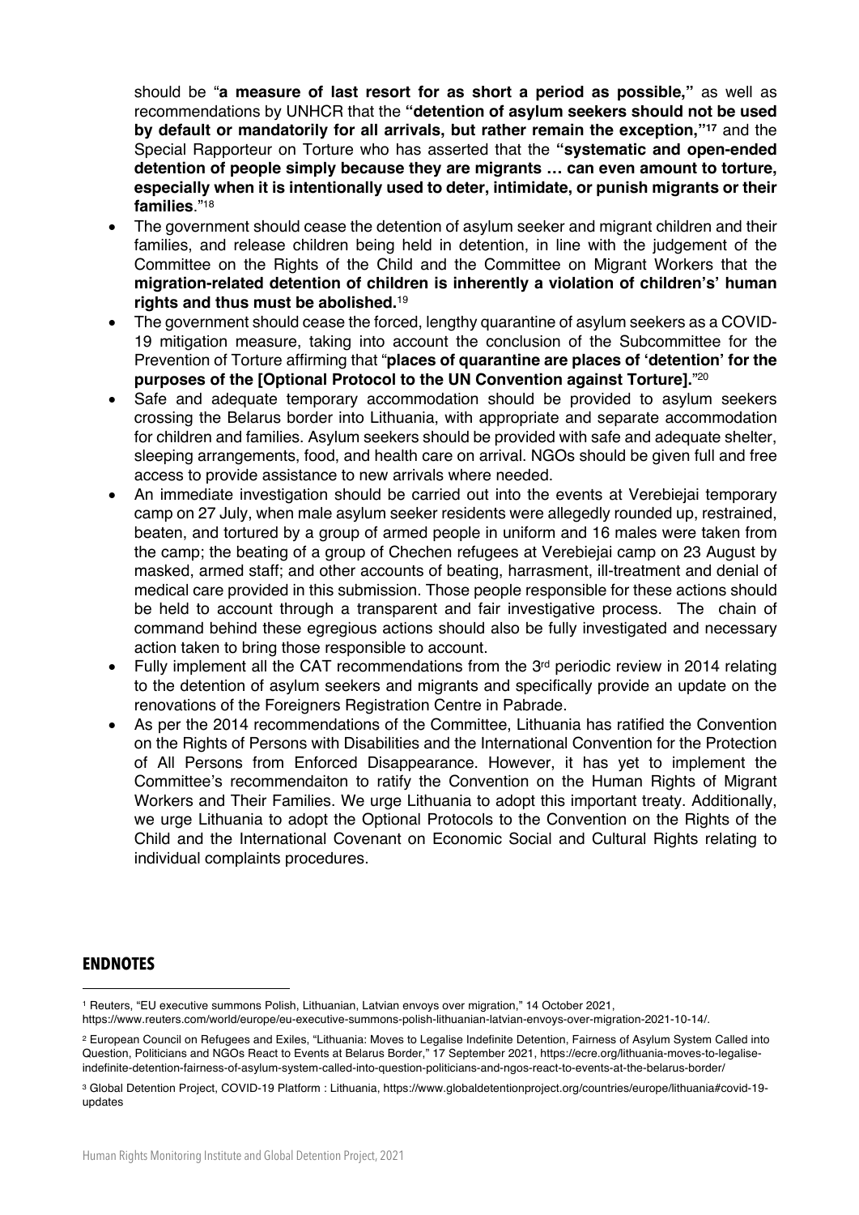should be "**a measure of last resort for as short a period as possible,**" as well as recommendations by UNHCR that the **"detention of asylum seekers should not be used by default or mandatorily for all arrivals, but rather remain the exception,"**[17] and the Special Rapporteur on Torture who has asserted that the **"systematic and open-ended detention of people simply because they are migrants … can even amount to torture, especially when it is intentionally used to deter, intimidate, or punish migrants or their families**."[18]

- The government should cease the detention of asylum seeker and migrant children and their families, and release children being held in detention, in line with the judgement of the Committee on the Rights of the Child and the Committee on Migrant Workers that the **migration-related detention of children is inherently a violation of children's' human rights and thus must be abolished.**[19]
- The government should cease the forced, lengthy quarantine of asylum seekers as a COVID-19 mitigation measure, taking into account the conclusion of the Subcommittee for the Prevention of Torture affirming that "**places of quarantine are places of 'detention' for the purposes of the [Optional Protocol to the UN Convention against Torture].**"[20]
- Safe and adequate temporary accommodation should be provided to asylum seekers crossing the Belarus border into Lithuania, with appropriate and separate accommodation for children and families. Asylum seekers should be provided with safe and adequate shelter, sleeping arrangements, food, and health care on arrival. NGOs should be given full and free access to provide assistance to new arrivals where needed.
- An immediate investigation should be carried out into the events at Verebiejai temporary camp on 27 July, when male asylum seeker residents were allegedly rounded up, restrained, beaten, and tortured by a group of armed people in uniform and 16 males were taken from the camp; the beating of a group of Chechen refugees at Verebiejai camp on 23 August by masked, armed staff; and other accounts of beating, harrasment, ill-treatment and denial of medical care provided in this submission. Those people responsible for these actions should be held to account through a transparent and fair investigative process. The chain of command behind these egregious actions should also be fully investigated and necessary action taken to bring those responsible to account.
- Fully implement all the CAT recommendations from the 3rd periodic review in 2014 relating to the detention of asylum seekers and migrants and specifically provide an update on the renovations of the Foreigners Registration Centre in Pabrade.
- As per the 2014 recommendations of the Committee, Lithuania has ratified the Convention on the Rights of Persons with Disabilities and the International Convention for the Protection of All Persons from Enforced Disappearance. However, it has yet to implement the Committee's recommendaiton to ratify the Convention on the Human Rights of Migrant Workers and Their Families. We urge Lithuania to adopt this important treaty. Additionally, we urge Lithuania to adopt the Optional Protocols to the Convention on the Rights of the Child and the International Covenant on Economic Social and Cultural Rights relating to individual complaints procedures.

## ENDNOTES

[1] Reuters, "EU executive summons Polish, Lithuanian, Latvian envoys over migration," 14 October 2021, https://www.reuters.com/world/europe/eu-executive-summons-polish-lithuanian-latvian-envoys-over-migration-2021-10-14/.

[2] European Council on Refugees and Exiles, "Lithuania: Moves to Legalise Indefinite Detention, Fairness of Asylum System Called into Question, Politicians and NGOs React to Events at Belarus Border," 17 September 2021, https://ecre.org/lithuania-moves-to-legalise-indefinite-detention-fairness-of-asylum-system-called-into-question-politicians-and-ngos-react-to-events-at-the-belarus-border/

[3] Global Detention Project, COVID-19 Platform : Lithuania, https://www.globaldetentionproject.org/countries/europe/lithuania#covid-19-updates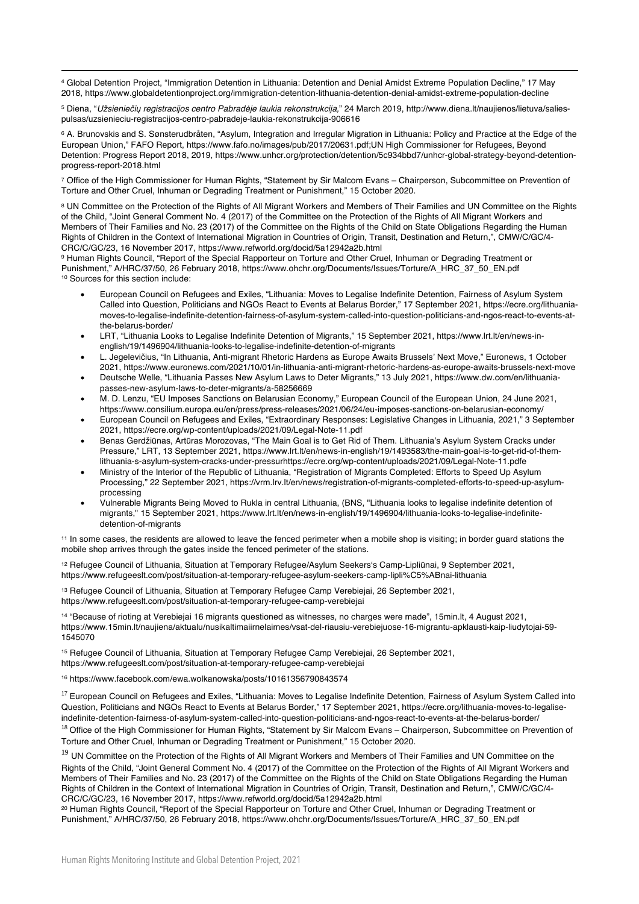[4] Global Detention Project, "Immigration Detention in Lithuania: Detention and Denial Amidst Extreme Population Decline," 17 May 2018, https://www.globaldetentionproject.org/immigration-detention-lithuania-detention-denial-amidst-extreme-population-decline

[5] Diena, "*Užsieniečių registracijos centro Pabradėje laukia rekonstrukcija,*" 24 March 2019, http://www.diena.lt/naujienos/lietuva/salies-pulsas/uzsienieciu-registracijos-centro-pabradeje-laukia-rekonstrukcija-906616

[6] A. Brunovskis and S. Sønsterudbråten, "Asylum, Integration and Irregular Migration in Lithuania: Policy and Practice at the Edge of the European Union," FAFO Report, https://www.fafo.no/images/pub/2017/20631.pdf;UN High Commissioner for Refugees, Beyond Detention: Progress Report 2018, 2019, https://www.unhcr.org/protection/detention/5c934bbd7/unhcr-global-strategy-beyond-detention-progress-report-2018.html

[7] Office of the High Commissioner for Human Rights, "Statement by Sir Malcom Evans – Chairperson, Subcommittee on Prevention of Torture and Other Cruel, Inhuman or Degrading Treatment or Punishment," 15 October 2020.

[8] UN Committee on the Protection of the Rights of All Migrant Workers and Members of Their Families and UN Committee on the Rights of the Child, "Joint General Comment No. 4 (2017) of the Committee on the Protection of the Rights of All Migrant Workers and Members of Their Families and No. 23 (2017) of the Committee on the Rights of the Child on State Obligations Regarding the Human Rights of Children in the Context of International Migration in Countries of Origin, Transit, Destination and Return,", CMW/C/GC/4-CRC/C/GC/23, 16 November 2017, https://www.refworld.org/docid/5a12942a2b.html

[9] Human Rights Council, "Report of the Special Rapporteur on Torture and Other Cruel, Inhuman or Degrading Treatment or Punishment," A/HRC/37/50, 26 February 2018, https://www.ohchr.org/Documents/Issues/Torture/A_HRC_37_50_EN.pdf

[10] Sources for this section include:

- European Council on Refugees and Exiles, "Lithuania: Moves to Legalise Indefinite Detention, Fairness of Asylum System Called into Question, Politicians and NGOs React to Events at Belarus Border," 17 September 2021, https://ecre.org/lithuania-moves-to-legalise-indefinite-detention-fairness-of-asylum-system-called-into-question-politicians-and-ngos-react-to-events-at-the-belarus-border/
- LRT, "Lithuania Looks to Legalise Indefinite Detention of Migrants," 15 September 2021, https://www.lrt.lt/en/news-in-english/19/1496904/lithuania-looks-to-legalise-indefinite-detention-of-migrants
- L. Jegelevičius, "In Lithuania, Anti-migrant Rhetoric Hardens as Europe Awaits Brussels' Next Move," Euronews, 1 October 2021, https://www.euronews.com/2021/10/01/in-lithuania-anti-migrant-rhetoric-hardens-as-europe-awaits-brussels-next-move
- Deutsche Welle, "Lithuania Passes New Asylum Laws to Deter Migrants," 13 July 2021, https://www.dw.com/en/lithuania-passes-new-asylum-laws-to-deter-migrants/a-58256669
- M. D. Lenzu, "EU Imposes Sanctions on Belarusian Economy," European Council of the European Union, 24 June 2021, https://www.consilium.europa.eu/en/press/press-releases/2021/06/24/eu-imposes-sanctions-on-belarusian-economy/
- European Council on Refugees and Exiles, "Extraordinary Responses: Legislative Changes in Lithuania, 2021," 3 September 2021, https://ecre.org/wp-content/uploads/2021/09/Legal-Note-11.pdf
- Benas Gerdžiūnas, Artūras Morozovas, "The Main Goal is to Get Rid of Them. Lithuania's Asylum System Cracks under Pressure," LRT, 13 September 2021, https://www.lrt.lt/en/news-in-english/19/1493583/the-main-goal-is-to-get-rid-of-them-lithuania-s-asylum-system-cracks-under-pressurhttps://ecre.org/wp-content/uploads/2021/09/Legal-Note-11.pdfe
- Ministry of the Interior of the Republic of Lithuania, "Registration of Migrants Completed: Efforts to Speed Up Asylum Processing," 22 September 2021, https://vrm.lrv.lt/en/news/registration-of-migrants-completed-efforts-to-speed-up-asylum-processing
- Vulnerable Migrants Being Moved to Rukla in central Lithuania, (BNS, "Lithuania looks to legalise indefinite detention of migrants," 15 September 2021, https://www.lrt.lt/en/news-in-english/19/1496904/lithuania-looks-to-legalise-indefinite-detention-of-migrants

[11] In some cases, the residents are allowed to leave the fenced perimeter when a mobile shop is visiting; in border guard stations the mobile shop arrives through the gates inside the fenced perimeter of the stations.

[12] Refugee Council of Lithuania, Situation at Temporary Refugee/Asylum Seekers's Camp-Lipliūnai, 9 September 2021, https://www.refugeeslt.com/post/situation-at-temporary-refugee-asylum-seekers-camp-lipli%C5%ABnai-lithuania

[13] Refugee Council of Lithuania, Situation at Temporary Refugee Camp Verebiejai, 26 September 2021, https://www.refugeeslt.com/post/situation-at-temporary-refugee-camp-verebiejai

[14] "Because of rioting at Verebiejai 16 migrants questioned as witnesses, no charges were made", 15min.lt, 4 August 2021, https://www.15min.lt/naujiena/aktualu/nusikaltimaiirnelaimes/vsat-del-riausiu-verebiejuose-16-migrantu-apklausti-kaip-liudytojai-59-1545070

[15] Refugee Council of Lithuania, Situation at Temporary Refugee Camp Verebiejai, 26 September 2021, https://www.refugeeslt.com/post/situation-at-temporary-refugee-camp-verebiejai

[16] https://www.facebook.com/ewa.wolkanowska/posts/10161356790843574

[17] European Council on Refugees and Exiles, "Lithuania: Moves to Legalise Indefinite Detention, Fairness of Asylum System Called into Question, Politicians and NGOs React to Events at Belarus Border," 17 September 2021, https://ecre.org/lithuania-moves-to-legalise-indefinite-detention-fairness-of-asylum-system-called-into-question-politicians-and-ngos-react-to-events-at-the-belarus-border/

[18] Office of the High Commissioner for Human Rights, "Statement by Sir Malcom Evans – Chairperson, Subcommittee on Prevention of Torture and Other Cruel, Inhuman or Degrading Treatment or Punishment," 15 October 2020.

[19] UN Committee on the Protection of the Rights of All Migrant Workers and Members of Their Families and UN Committee on the Rights of the Child, "Joint General Comment No. 4 (2017) of the Committee on the Protection of the Rights of All Migrant Workers and Members of Their Families and No. 23 (2017) of the Committee on the Rights of the Child on State Obligations Regarding the Human Rights of Children in the Context of International Migration in Countries of Origin, Transit, Destination and Return,", CMW/C/GC/4-CRC/C/GC/23, 16 November 2017, https://www.refworld.org/docid/5a12942a2b.html

[20] Human Rights Council, "Report of the Special Rapporteur on Torture and Other Cruel, Inhuman or Degrading Treatment or Punishment," A/HRC/37/50, 26 February 2018, https://www.ohchr.org/Documents/Issues/Torture/A_HRC_37_50_EN.pdf